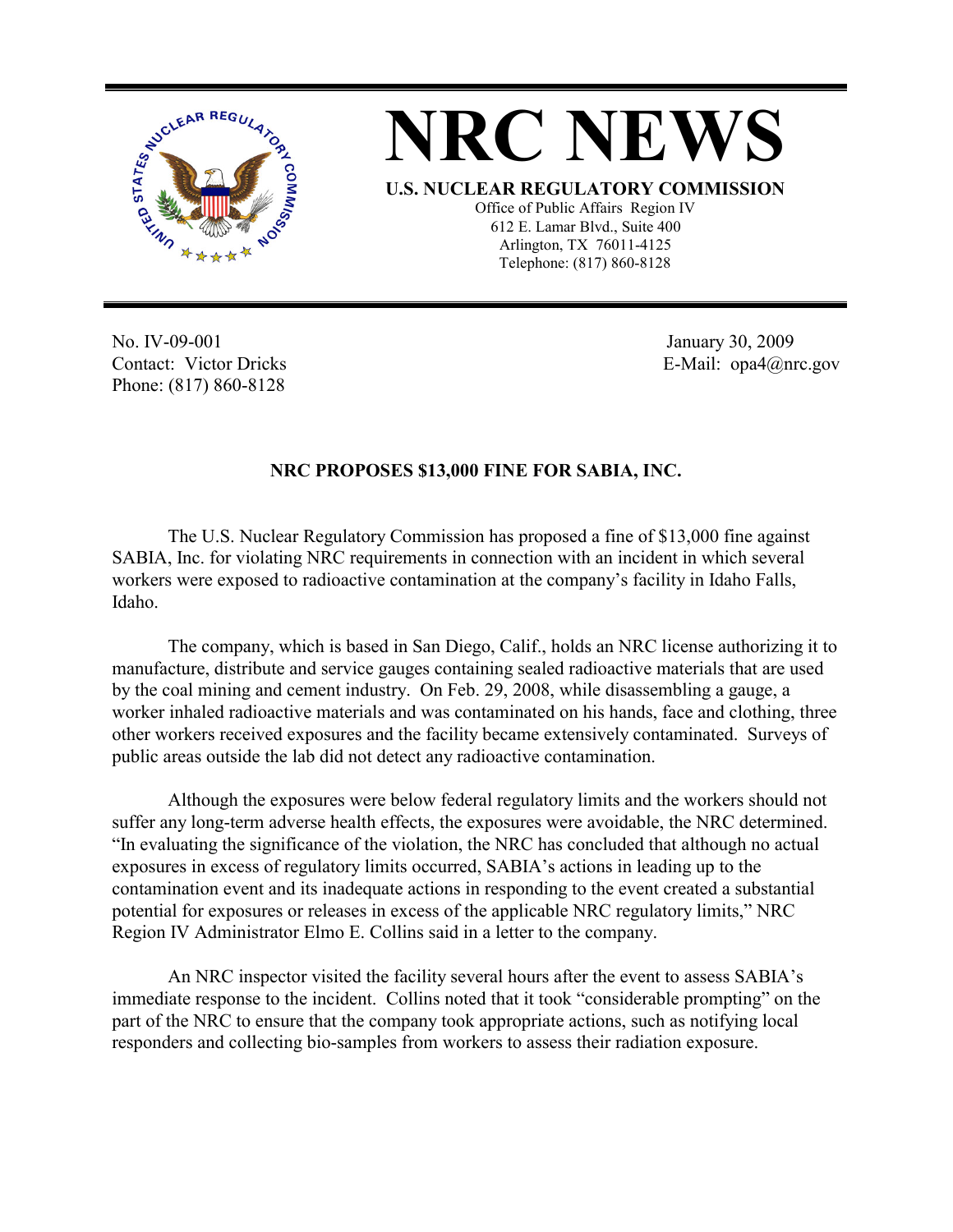# NRC NEWS

**U.S. NUCLEAR REGULATORY COMMISSION**

Office of Public Affairs Region IV
612 E. Lamar Blvd., Suite 400
Arlington, TX 76011-4125
Telephone: (817) 860-8128

No. IV-09-001
Contact: Victor Dricks
Phone: (817) 860-8128

January 30, 2009
E-Mail: opa4@nrc.gov

## NRC PROPOSES $13,000 FINE FOR SABIA, INC.

The U.S. Nuclear Regulatory Commission has proposed a fine of $13,000 fine against SABIA, Inc. for violating NRC requirements in connection with an incident in which several workers were exposed to radioactive contamination at the company's facility in Idaho Falls, Idaho.

The company, which is based in San Diego, Calif., holds an NRC license authorizing it to manufacture, distribute and service gauges containing sealed radioactive materials that are used by the coal mining and cement industry. On Feb. 29, 2008, while disassembling a gauge, a worker inhaled radioactive materials and was contaminated on his hands, face and clothing, three other workers received exposures and the facility became extensively contaminated. Surveys of public areas outside the lab did not detect any radioactive contamination.

Although the exposures were below federal regulatory limits and the workers should not suffer any long-term adverse health effects, the exposures were avoidable, the NRC determined. "In evaluating the significance of the violation, the NRC has concluded that although no actual exposures in excess of regulatory limits occurred, SABIA's actions in leading up to the contamination event and its inadequate actions in responding to the event created a substantial potential for exposures or releases in excess of the applicable NRC regulatory limits," NRC Region IV Administrator Elmo E. Collins said in a letter to the company.

An NRC inspector visited the facility several hours after the event to assess SABIA's immediate response to the incident. Collins noted that it took "considerable prompting" on the part of the NRC to ensure that the company took appropriate actions, such as notifying local responders and collecting bio-samples from workers to assess their radiation exposure.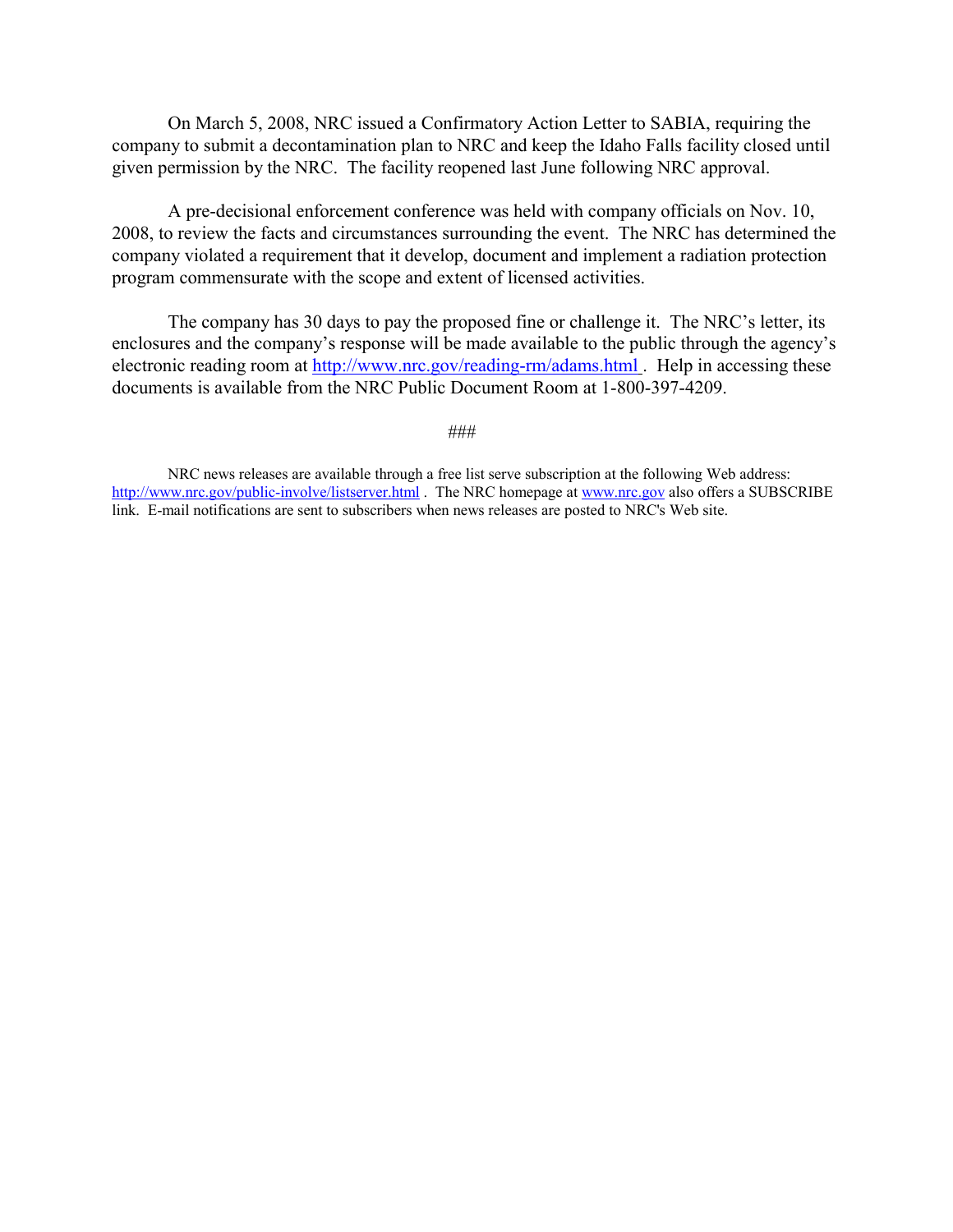On March 5, 2008, NRC issued a Confirmatory Action Letter to SABIA, requiring the company to submit a decontamination plan to NRC and keep the Idaho Falls facility closed until given permission by the NRC. The facility reopened last June following NRC approval.

A pre-decisional enforcement conference was held with company officials on Nov. 10, 2008, to review the facts and circumstances surrounding the event. The NRC has determined the company violated a requirement that it develop, document and implement a radiation protection program commensurate with the scope and extent of licensed activities.

The company has 30 days to pay the proposed fine or challenge it. The NRC's letter, its enclosures and the company's response will be made available to the public through the agency's electronic reading room at http://www.nrc.gov/reading-rm/adams.html . Help in accessing these documents is available from the NRC Public Document Room at 1-800-397-4209.

###

NRC news releases are available through a free list serve subscription at the following Web address: http://www.nrc.gov/public-involve/listserver.html . The NRC homepage at www.nrc.gov also offers a SUBSCRIBE link. E-mail notifications are sent to subscribers when news releases are posted to NRC's Web site.